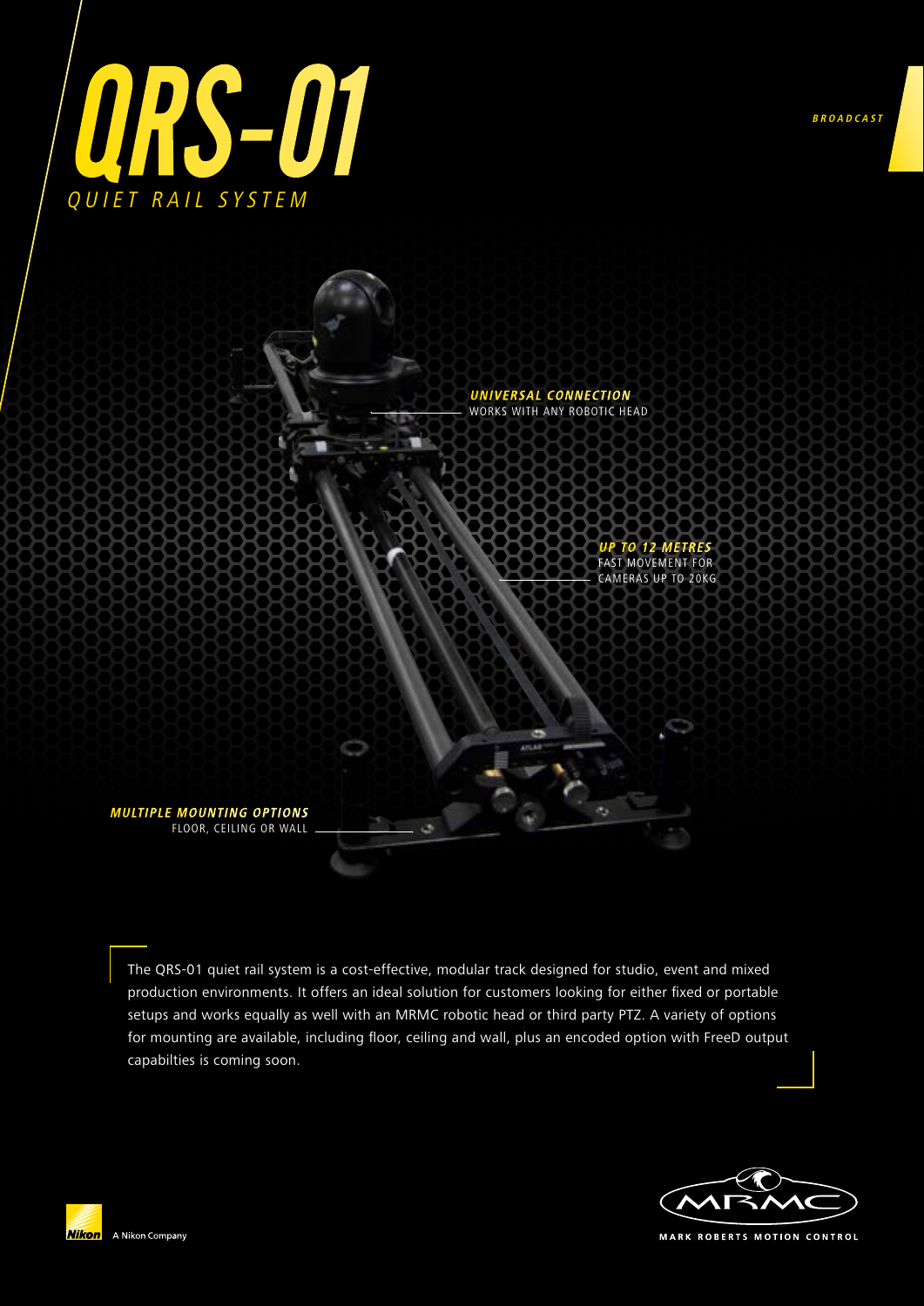# QRS-01

*QUIET RAIL SYSTEM*

*BROADCAST*

***UNIVERSAL CONNECTION***
WORKS WITH ANY ROBOTIC HEAD

***UP TO 12 METRES***
FAST MOVEMENT FOR CAMERAS UP TO 20KG

***MULTIPLE MOUNTING OPTIONS***
FLOOR, CEILING OR WALL

The QRS-01 quiet rail system is a cost-effective, modular track designed for studio, event and mixed production environments. It offers an ideal solution for customers looking for either fixed or portable setups and works equally as well with an MRMC robotic head or third party PTZ. A variety of options for mounting are available, including floor, ceiling and wall, plus an encoded option with FreeD output capabilties is coming soon.

A Nikon Company

MARK ROBERTS MOTION CONTROL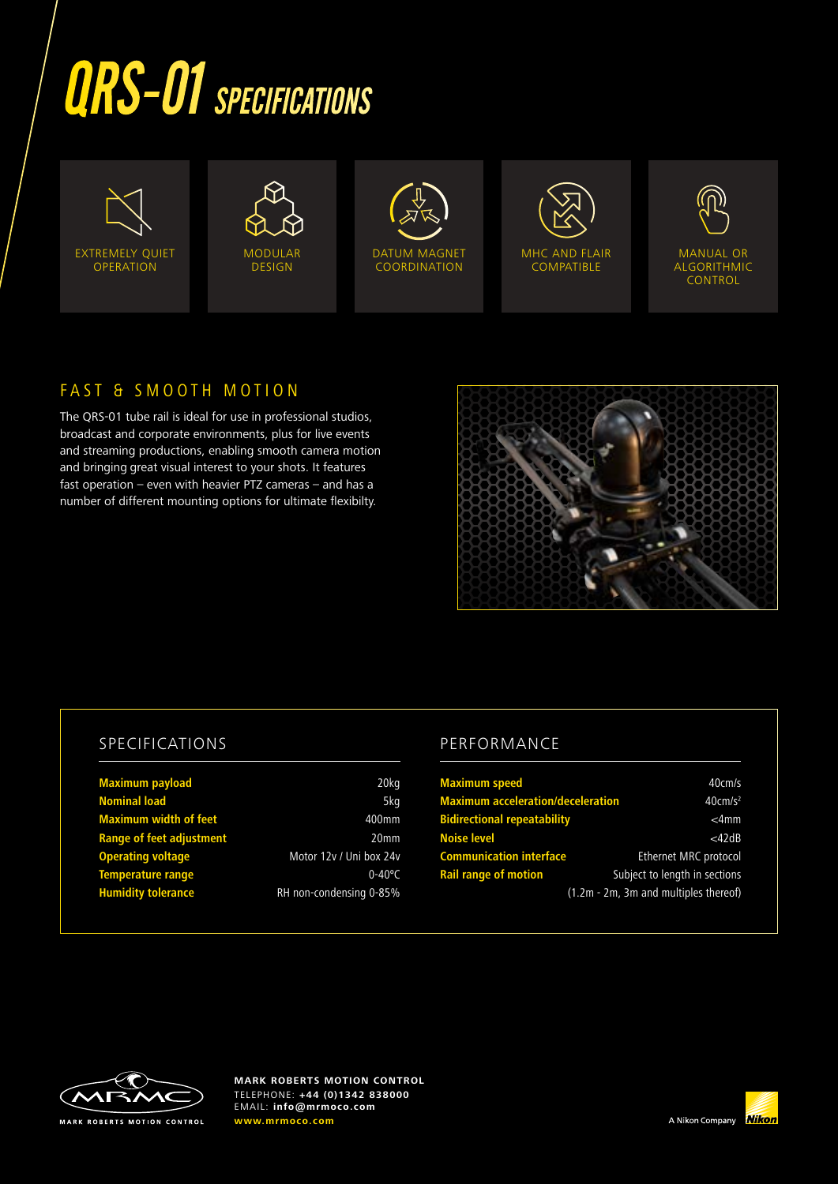# QRS-01 SPECIFICATIONS

EXTREMELY QUIET OPERATION

MODULAR DESIGN

DATUM MAGNET COORDINATION

MHC AND FLAIR COMPATIBLE

MANUAL OR ALGORITHMIC CONTROL

## FAST & SMOOTH MOTION

The QRS-01 tube rail is ideal for use in professional studios, broadcast and corporate environments, plus for live events and streaming productions, enabling smooth camera motion and bringing great visual interest to your shots. It features fast operation – even with heavier PTZ cameras – and has a number of different mounting options for ultimate flexibilty.

## SPECIFICATIONS

| | |
|---|---|
| **Maximum payload** | 20kg |
| **Nominal load** | 5kg |
| **Maximum width of feet** | 400mm |
| **Range of feet adjustment** | 20mm |
| **Operating voltage** | Motor 12v / Uni box 24v |
| **Temperature range** | 0-40°C |
| **Humidity tolerance** | RH non-condensing 0-85% |

## PERFORMANCE

| | |
|---|---|
| **Maximum speed** | 40cm/s |
| **Maximum acceleration/deceleration** | 40cm/s² |
| **Bidirectional repeatability** | <4mm |
| **Noise level** | <42dB |
| **Communication interface** | Ethernet MRC protocol |
| **Rail range of motion** | Subject to length in sections (1.2m - 2m, 3m and multiples thereof) |

MARK ROBERTS MOTION CONTROL

**MARK ROBERTS MOTION CONTROL**
TELEPHONE: **+44 (0)1342 838000**
EMAIL: **info@mrmoco.com**
**www.mrmoco.com**

A Nikon Company